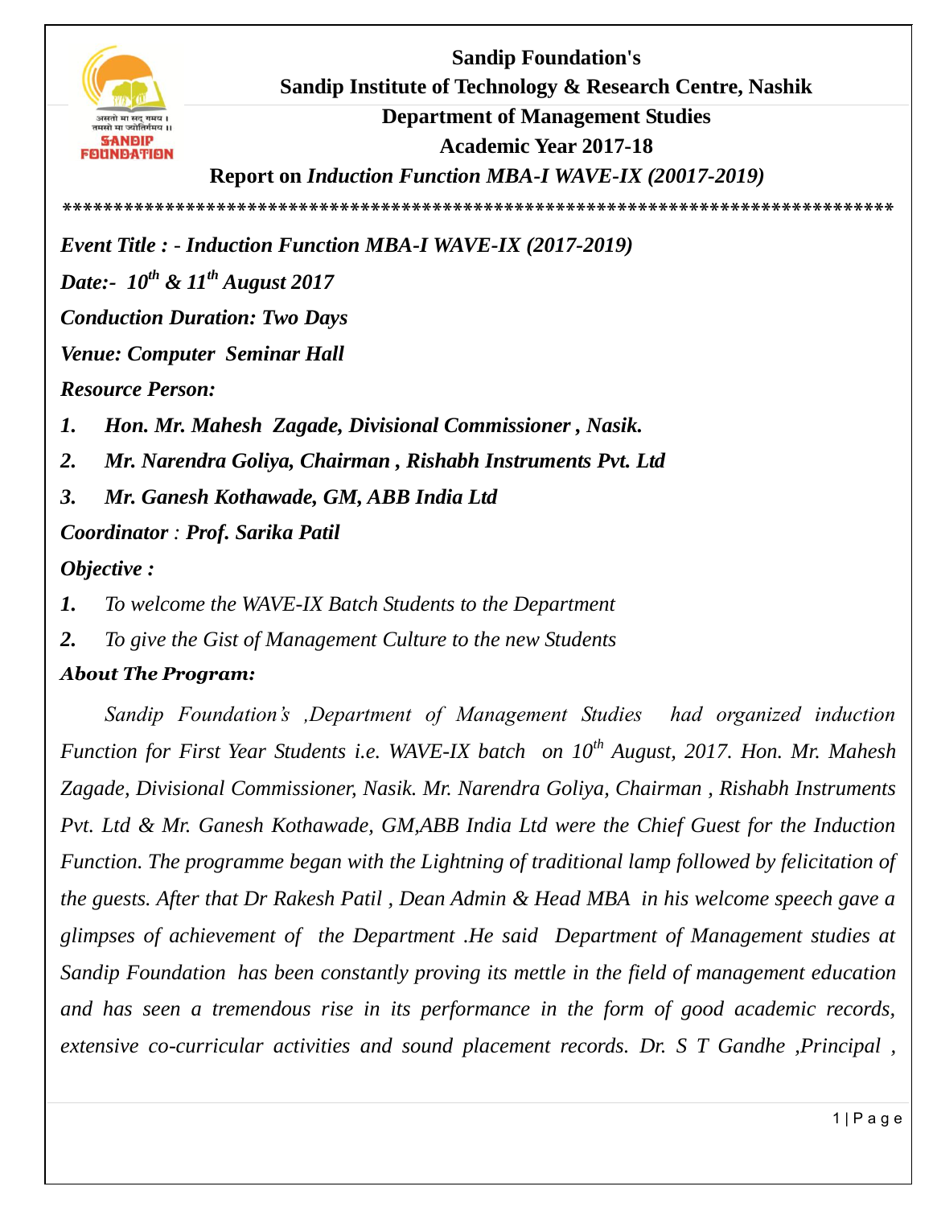**Sandip Foundation's**

**Sandip Institute of Technology & Research Centre, Nashik**

**Department of Management Studies**

**Academic Year 2017-18**

**Report on *Induction Function MBA-I WAVE-IX (20017-2019)***

**************************************************************************************

***Event Title : - Induction Function MBA-I WAVE-IX (2017-2019)***

***Date:- 10th & 11th August 2017***

***Conduction Duration: Two Days***

***Venue: Computer Seminar Hall***

***Resource Person:***

1. ***Hon. Mr. Mahesh Zagade, Divisional Commissioner , Nasik.***
2. ***Mr. Narendra Goliya, Chairman , Rishabh Instruments Pvt. Ltd***
3. ***Mr. Ganesh Kothawade, GM, ABB India Ltd***

***Coordinator : Prof. Sarika Patil***

***Objective :***

1. *To welcome the WAVE-IX Batch Students to the Department*
2. *To give the Gist of Management Culture to the new Students*

***About The Program:***

*Sandip Foundation's ,Department of Management Studies had organized induction Function for First Year Students i.e. WAVE-IX batch on 10th August, 2017. Hon. Mr. Mahesh Zagade, Divisional Commissioner, Nasik. Mr. Narendra Goliya, Chairman , Rishabh Instruments Pvt. Ltd & Mr. Ganesh Kothawade, GM,ABB India Ltd were the Chief Guest for the Induction Function. The programme began with the Lightning of traditional lamp followed by felicitation of the guests. After that Dr Rakesh Patil , Dean Admin & Head MBA in his welcome speech gave a glimpses of achievement of the Department .He said Department of Management studies at Sandip Foundation has been constantly proving its mettle in the field of management education and has seen a tremendous rise in its performance in the form of good academic records, extensive co-curricular activities and sound placement records. Dr. S T Gandhe ,Principal ,*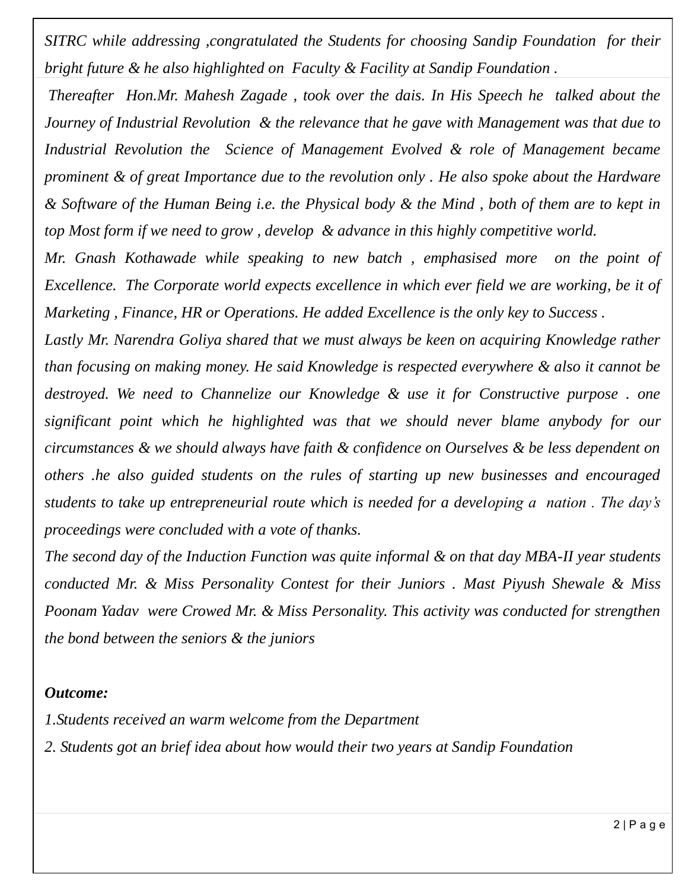*SITRC while addressing ,congratulated the Students for choosing Sandip Foundation for their bright future & he also highlighted on Faculty & Facility at Sandip Foundation .*

*Thereafter Hon.Mr. Mahesh Zagade , took over the dais. In His Speech he talked about the Journey of Industrial Revolution & the relevance that he gave with Management was that due to Industrial Revolution the Science of Management Evolved & role of Management became prominent & of great Importance due to the revolution only . He also spoke about the Hardware & Software of the Human Being i.e. the Physical body & the Mind , both of them are to kept in top Most form if we need to grow , develop & advance in this highly competitive world.*

*Mr. Gnash Kothawade while speaking to new batch , emphasised more on the point of Excellence. The Corporate world expects excellence in which ever field we are working, be it of Marketing , Finance, HR or Operations. He added Excellence is the only key to Success .*

*Lastly Mr. Narendra Goliya shared that we must always be keen on acquiring Knowledge rather than focusing on making money. He said Knowledge is respected everywhere & also it cannot be destroyed. We need to Channelize our Knowledge & use it for Constructive purpose . one significant point which he highlighted was that we should never blame anybody for our circumstances & we should always have faith & confidence on Ourselves & be less dependent on others .he also guided students on the rules of starting up new businesses and encouraged students to take up entrepreneurial route which is needed for a developing a nation . The day's proceedings were concluded with a vote of thanks.*

*The second day of the Induction Function was quite informal & on that day MBA-II year students conducted Mr. & Miss Personality Contest for their Juniors . Mast Piyush Shewale & Miss Poonam Yadav were Crowed Mr. & Miss Personality. This activity was conducted for strengthen the bond between the seniors & the juniors*

***Outcome:***

*1.Students received an warm welcome from the Department*

*2. Students got an brief idea about how would their two years at Sandip Foundation*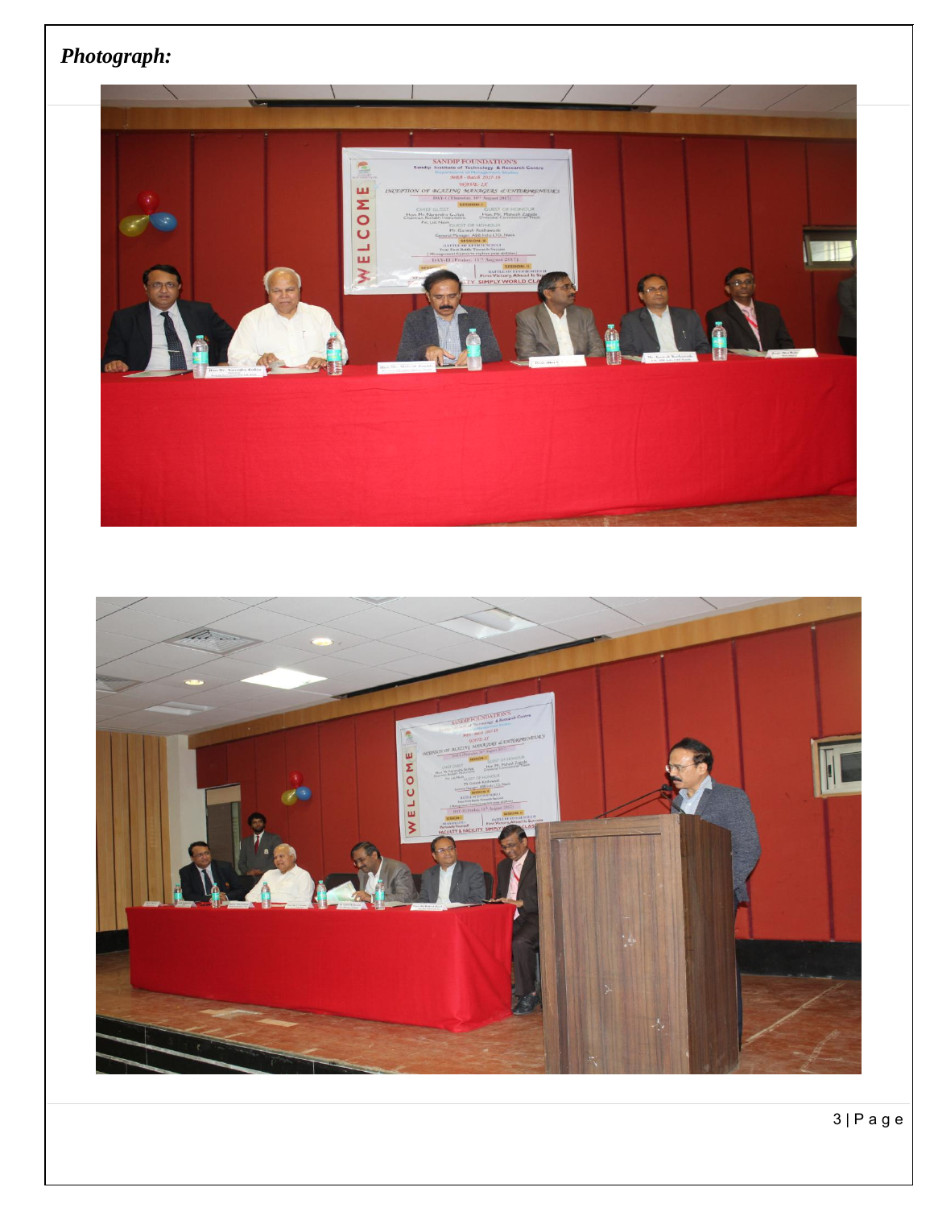***Photograph:***